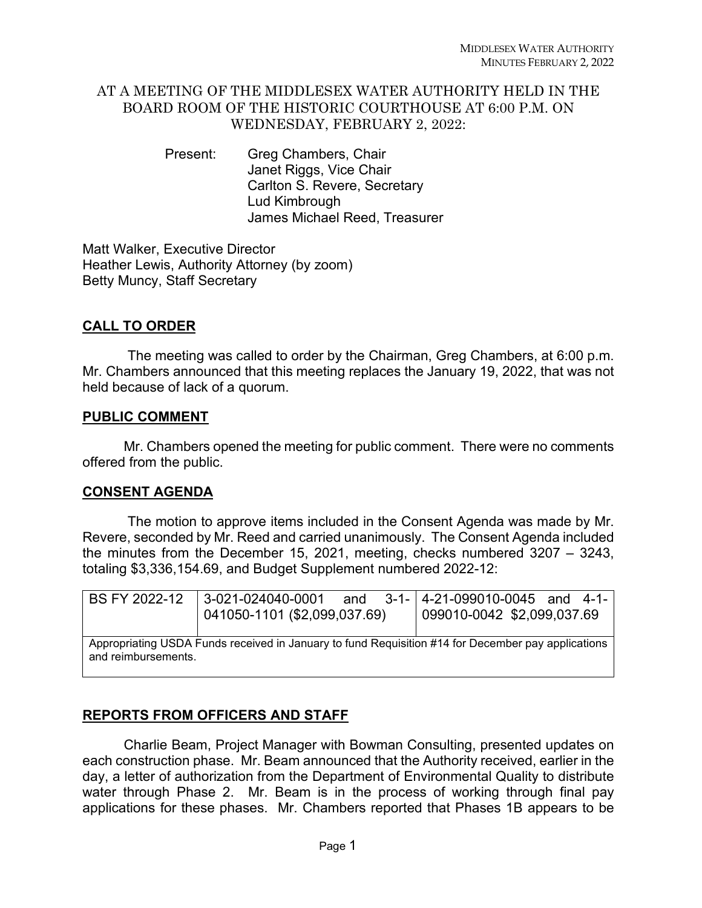AT A MEETING OF THE MIDDLESEX WATER AUTHORITY HELD IN THE BOARD ROOM OF THE HISTORIC COURTHOUSE AT 6:00 P.M. ON WEDNESDAY, FEBRUARY 2, 2022:

Present: Greg Chambers, Chair
Janet Riggs, Vice Chair
Carlton S. Revere, Secretary
Lud Kimbrough
James Michael Reed, Treasurer

Matt Walker, Executive Director
Heather Lewis, Authority Attorney (by zoom)
Betty Muncy, Staff Secretary

## CALL TO ORDER

The meeting was called to order by the Chairman, Greg Chambers, at 6:00 p.m. Mr. Chambers announced that this meeting replaces the January 19, 2022, that was not held because of lack of a quorum.

## PUBLIC COMMENT

Mr. Chambers opened the meeting for public comment. There were no comments offered from the public.

## CONSENT AGENDA

The motion to approve items included in the Consent Agenda was made by Mr. Revere, seconded by Mr. Reed and carried unanimously. The Consent Agenda included the minutes from the December 15, 2021, meeting, checks numbered 3207 – 3243, totaling $3,336,154.69, and Budget Supplement numbered 2022-12:

| BS FY 2022-12 | 3-021-024040-0001 and 3-1-041050-1101 ($2,099,037.69) | 4-21-099010-0045 and 4-1-099010-0042 $2,099,037.69 |
|---|---|---|
| Appropriating USDA Funds received in January to fund Requisition #14 for December pay applications and reimbursements. | | |

## REPORTS FROM OFFICERS AND STAFF

Charlie Beam, Project Manager with Bowman Consulting, presented updates on each construction phase. Mr. Beam announced that the Authority received, earlier in the day, a letter of authorization from the Department of Environmental Quality to distribute water through Phase 2. Mr. Beam is in the process of working through final pay applications for these phases. Mr. Chambers reported that Phases 1B appears to be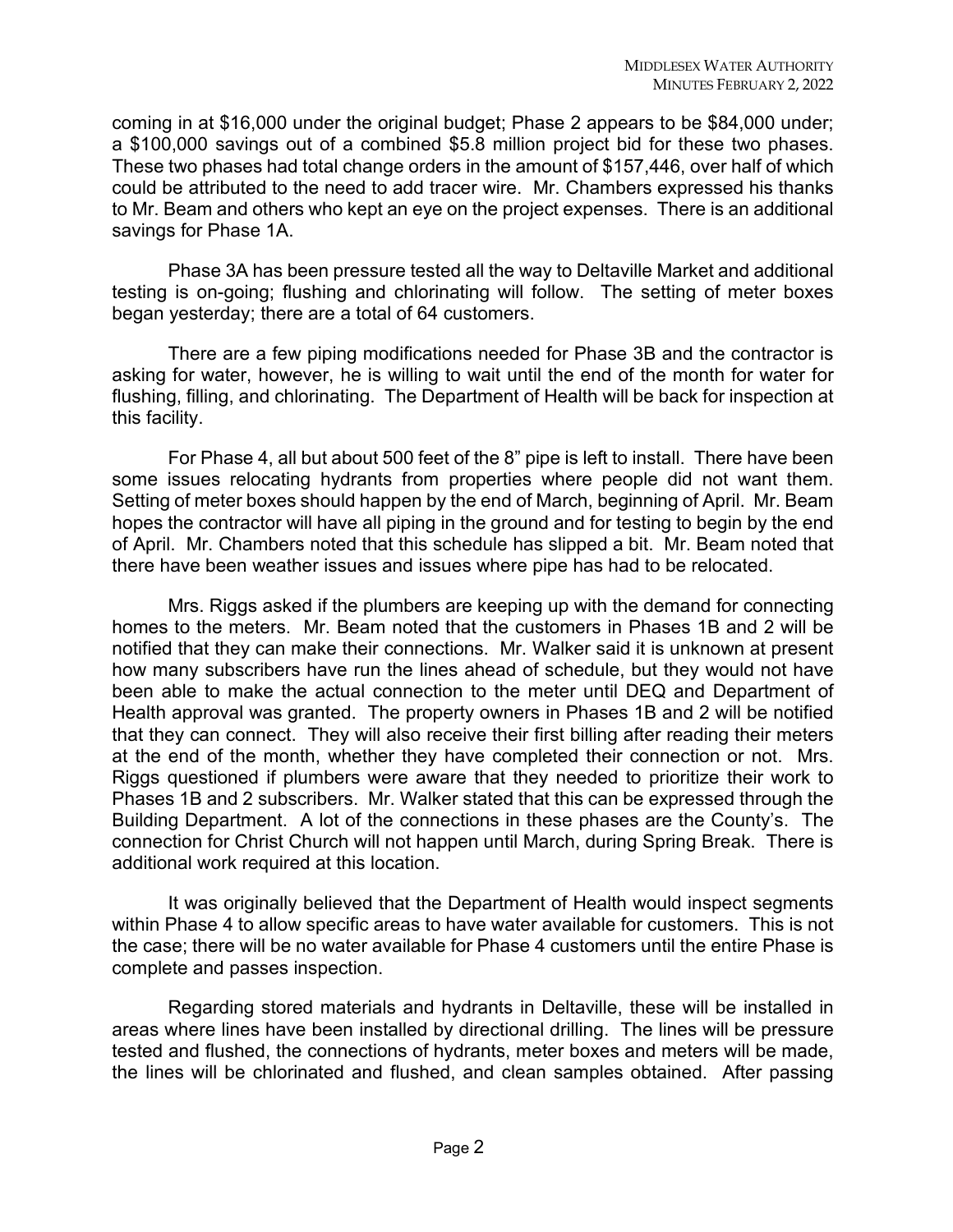coming in at $16,000 under the original budget; Phase 2 appears to be $84,000 under; a $100,000 savings out of a combined $5.8 million project bid for these two phases. These two phases had total change orders in the amount of $157,446, over half of which could be attributed to the need to add tracer wire. Mr. Chambers expressed his thanks to Mr. Beam and others who kept an eye on the project expenses. There is an additional savings for Phase 1A.

Phase 3A has been pressure tested all the way to Deltaville Market and additional testing is on-going; flushing and chlorinating will follow. The setting of meter boxes began yesterday; there are a total of 64 customers.

There are a few piping modifications needed for Phase 3B and the contractor is asking for water, however, he is willing to wait until the end of the month for water for flushing, filling, and chlorinating. The Department of Health will be back for inspection at this facility.

For Phase 4, all but about 500 feet of the 8" pipe is left to install. There have been some issues relocating hydrants from properties where people did not want them. Setting of meter boxes should happen by the end of March, beginning of April. Mr. Beam hopes the contractor will have all piping in the ground and for testing to begin by the end of April. Mr. Chambers noted that this schedule has slipped a bit. Mr. Beam noted that there have been weather issues and issues where pipe has had to be relocated.

Mrs. Riggs asked if the plumbers are keeping up with the demand for connecting homes to the meters. Mr. Beam noted that the customers in Phases 1B and 2 will be notified that they can make their connections. Mr. Walker said it is unknown at present how many subscribers have run the lines ahead of schedule, but they would not have been able to make the actual connection to the meter until DEQ and Department of Health approval was granted. The property owners in Phases 1B and 2 will be notified that they can connect. They will also receive their first billing after reading their meters at the end of the month, whether they have completed their connection or not. Mrs. Riggs questioned if plumbers were aware that they needed to prioritize their work to Phases 1B and 2 subscribers. Mr. Walker stated that this can be expressed through the Building Department. A lot of the connections in these phases are the County's. The connection for Christ Church will not happen until March, during Spring Break. There is additional work required at this location.

It was originally believed that the Department of Health would inspect segments within Phase 4 to allow specific areas to have water available for customers. This is not the case; there will be no water available for Phase 4 customers until the entire Phase is complete and passes inspection.

Regarding stored materials and hydrants in Deltaville, these will be installed in areas where lines have been installed by directional drilling. The lines will be pressure tested and flushed, the connections of hydrants, meter boxes and meters will be made, the lines will be chlorinated and flushed, and clean samples obtained. After passing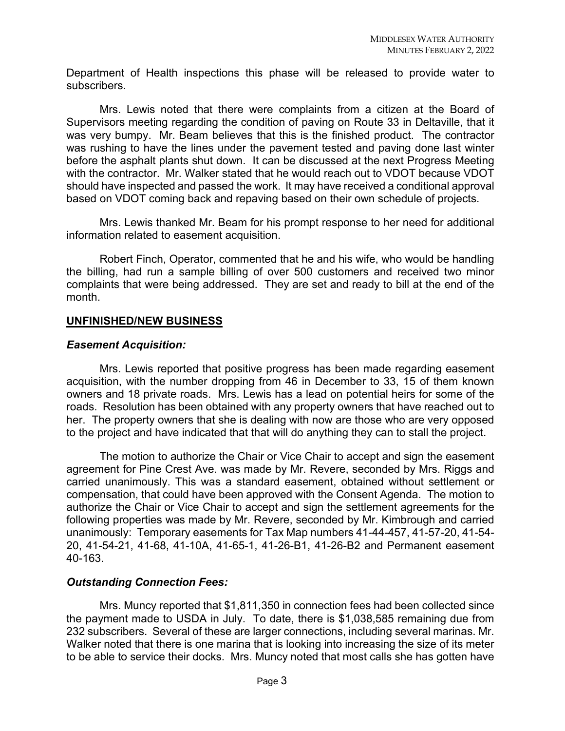Department of Health inspections this phase will be released to provide water to subscribers.

Mrs. Lewis noted that there were complaints from a citizen at the Board of Supervisors meeting regarding the condition of paving on Route 33 in Deltaville, that it was very bumpy. Mr. Beam believes that this is the finished product. The contractor was rushing to have the lines under the pavement tested and paving done last winter before the asphalt plants shut down. It can be discussed at the next Progress Meeting with the contractor. Mr. Walker stated that he would reach out to VDOT because VDOT should have inspected and passed the work. It may have received a conditional approval based on VDOT coming back and repaving based on their own schedule of projects.

Mrs. Lewis thanked Mr. Beam for his prompt response to her need for additional information related to easement acquisition.

Robert Finch, Operator, commented that he and his wife, who would be handling the billing, had run a sample billing of over 500 customers and received two minor complaints that were being addressed. They are set and ready to bill at the end of the month.

## UNFINISHED/NEW BUSINESS

### *Easement Acquisition:*

Mrs. Lewis reported that positive progress has been made regarding easement acquisition, with the number dropping from 46 in December to 33, 15 of them known owners and 18 private roads. Mrs. Lewis has a lead on potential heirs for some of the roads. Resolution has been obtained with any property owners that have reached out to her. The property owners that she is dealing with now are those who are very opposed to the project and have indicated that that will do anything they can to stall the project.

The motion to authorize the Chair or Vice Chair to accept and sign the easement agreement for Pine Crest Ave. was made by Mr. Revere, seconded by Mrs. Riggs and carried unanimously. This was a standard easement, obtained without settlement or compensation, that could have been approved with the Consent Agenda. The motion to authorize the Chair or Vice Chair to accept and sign the settlement agreements for the following properties was made by Mr. Revere, seconded by Mr. Kimbrough and carried unanimously: Temporary easements for Tax Map numbers 41-44-457, 41-57-20, 41-54-20, 41-54-21, 41-68, 41-10A, 41-65-1, 41-26-B1, 41-26-B2 and Permanent easement 40-163.

### *Outstanding Connection Fees:*

Mrs. Muncy reported that $1,811,350 in connection fees had been collected since the payment made to USDA in July. To date, there is $1,038,585 remaining due from 232 subscribers. Several of these are larger connections, including several marinas. Mr. Walker noted that there is one marina that is looking into increasing the size of its meter to be able to service their docks. Mrs. Muncy noted that most calls she has gotten have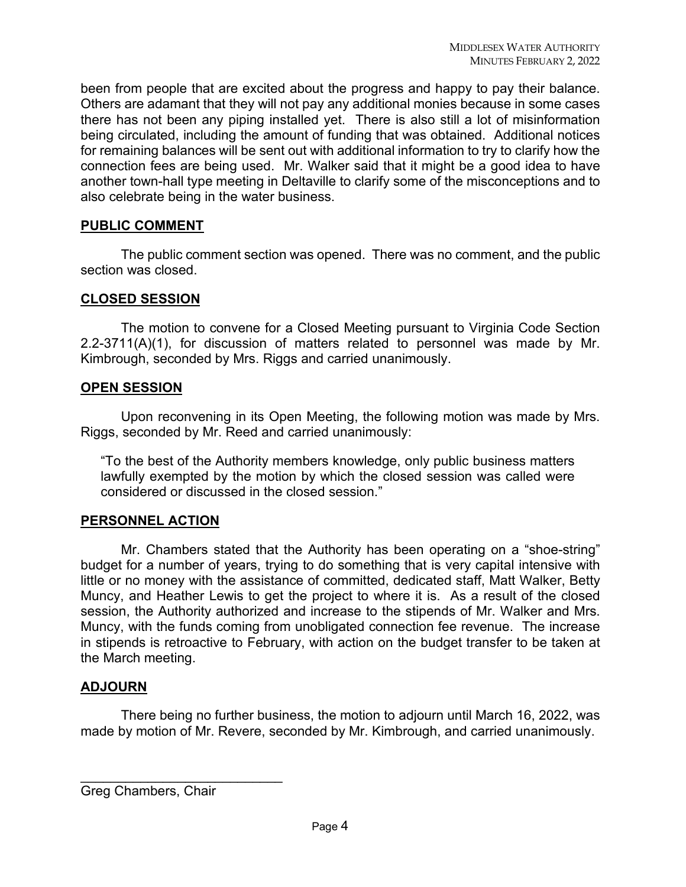been from people that are excited about the progress and happy to pay their balance. Others are adamant that they will not pay any additional monies because in some cases there has not been any piping installed yet. There is also still a lot of misinformation being circulated, including the amount of funding that was obtained. Additional notices for remaining balances will be sent out with additional information to try to clarify how the connection fees are being used. Mr. Walker said that it might be a good idea to have another town-hall type meeting in Deltaville to clarify some of the misconceptions and to also celebrate being in the water business.

## PUBLIC COMMENT

The public comment section was opened. There was no comment, and the public section was closed.

## CLOSED SESSION

The motion to convene for a Closed Meeting pursuant to Virginia Code Section 2.2-3711(A)(1), for discussion of matters related to personnel was made by Mr. Kimbrough, seconded by Mrs. Riggs and carried unanimously.

## OPEN SESSION

Upon reconvening in its Open Meeting, the following motion was made by Mrs. Riggs, seconded by Mr. Reed and carried unanimously:

> "To the best of the Authority members knowledge, only public business matters lawfully exempted by the motion by which the closed session was called were considered or discussed in the closed session."

## PERSONNEL ACTION

Mr. Chambers stated that the Authority has been operating on a "shoe-string" budget for a number of years, trying to do something that is very capital intensive with little or no money with the assistance of committed, dedicated staff, Matt Walker, Betty Muncy, and Heather Lewis to get the project to where it is. As a result of the closed session, the Authority authorized and increase to the stipends of Mr. Walker and Mrs. Muncy, with the funds coming from unobligated connection fee revenue. The increase in stipends is retroactive to February, with action on the budget transfer to be taken at the March meeting.

## ADJOURN

There being no further business, the motion to adjourn until March 16, 2022, was made by motion of Mr. Revere, seconded by Mr. Kimbrough, and carried unanimously.

\_\_\_\_\_\_\_\_\_\_\_\_\_\_\_\_\_\_\_\_\_\_\_\_\_\_\_\_

Greg Chambers, Chair